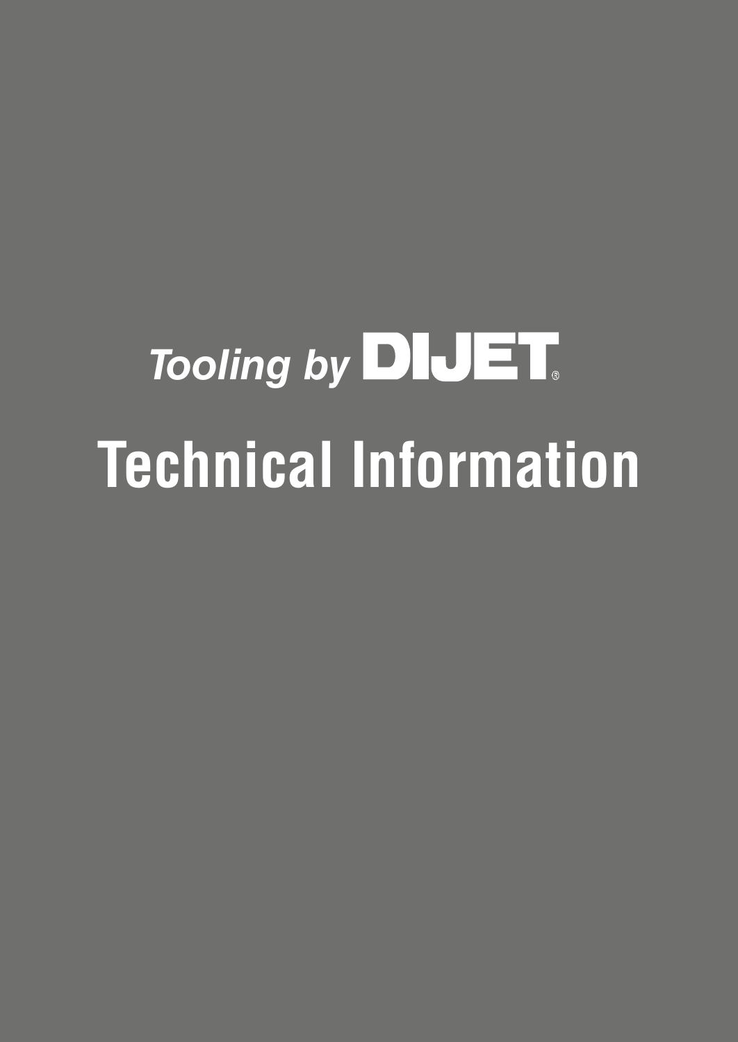*Tooling by* **DIJET®**

# Technical Information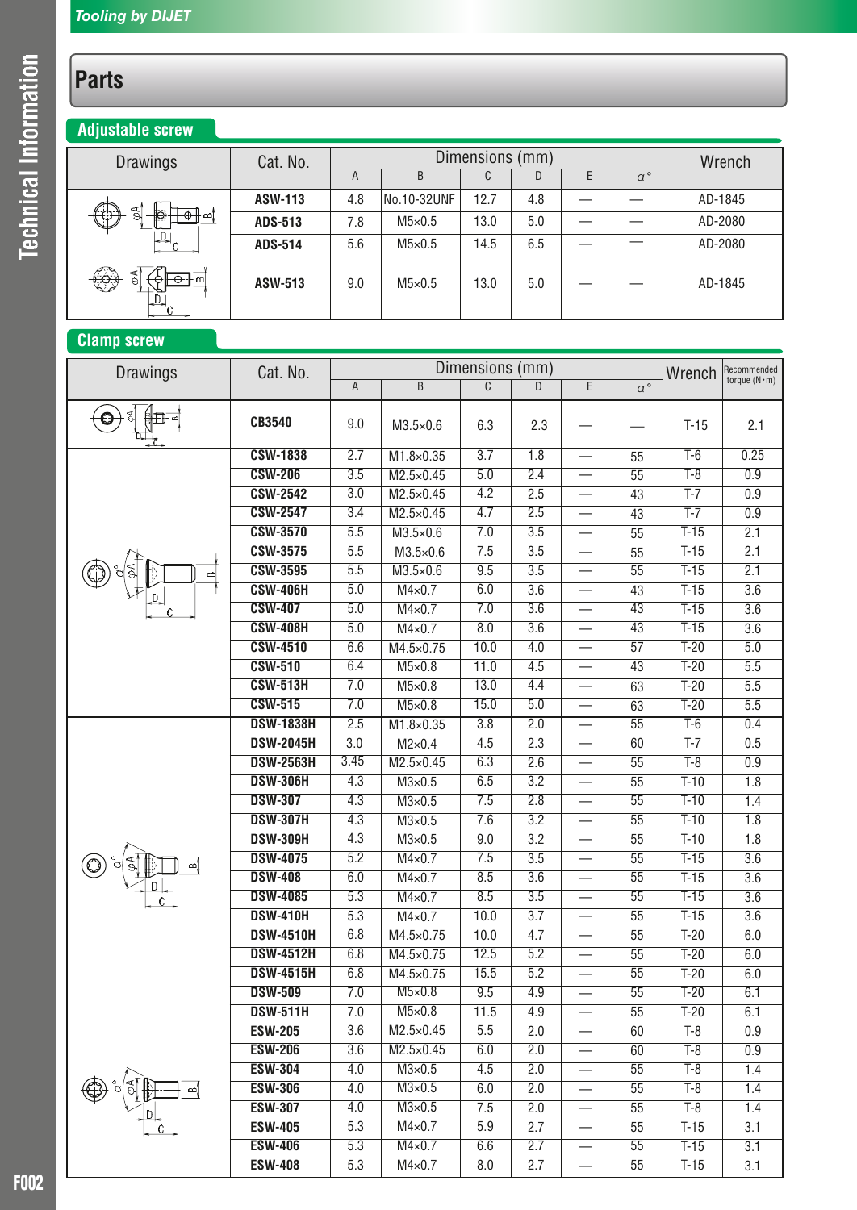# Parts

## Adjustable screw

| Drawings | Cat. No. | Dimensions (mm) | | | | | | Wrench |
|---|---|---|---|---|---|---|---|---|
| | | A | B | C | D | E | α° | |
| | ASW-113 | 4.8 | No.10-32UNF | 12.7 | 4.8 | — | — | AD-1845 |
| | ADS-513 | 7.8 | M5×0.5 | 13.0 | 5.0 | — | — | AD-2080 |
| | ADS-514 | 5.6 | M5×0.5 | 14.5 | 6.5 | — | — | AD-2080 |
| | ASW-513 | 9.0 | M5×0.5 | 13.0 | 5.0 | — | — | AD-1845 |

## Clamp screw

| Drawings | Cat. No. | Dimensions (mm) | | | | | | Wrench | Recommended torque (N・m) |
|---|---|---|---|---|---|---|---|---|---|
| | | A | B | C | D | E | α° | | |
| | CB3540 | 9.0 | M3.5×0.6 | 6.3 | 2.3 | — | — | T-15 | 2.1 |
| | CSW-1838 | 2.7 | M1.8×0.35 | 3.7 | 1.8 | — | 55 | T-6 | 0.25 |
| | CSW-206 | 3.5 | M2.5×0.45 | 5.0 | 2.4 | — | 55 | T-8 | 0.9 |
| | CSW-2542 | 3.0 | M2.5×0.45 | 4.2 | 2.5 | — | 43 | T-7 | 0.9 |
| | CSW-2547 | 3.4 | M2.5×0.45 | 4.7 | 2.5 | — | 43 | T-7 | 0.9 |
| | CSW-3570 | 5.5 | M3.5×0.6 | 7.0 | 3.5 | — | 55 | T-15 | 2.1 |
| | CSW-3575 | 5.5 | M3.5×0.6 | 7.5 | 3.5 | — | 55 | T-15 | 2.1 |
| | CSW-3595 | 5.5 | M3.5×0.6 | 9.5 | 3.5 | — | 55 | T-15 | 2.1 |
| | CSW-406H | 5.0 | M4×0.7 | 6.0 | 3.6 | — | 43 | T-15 | 3.6 |
| | CSW-407 | 5.0 | M4×0.7 | 7.0 | 3.6 | — | 43 | T-15 | 3.6 |
| | CSW-408H | 5.0 | M4×0.7 | 8.0 | 3.6 | — | 43 | T-15 | 3.6 |
| | CSW-4510 | 6.6 | M4.5×0.75 | 10.0 | 4.0 | — | 57 | T-20 | 5.0 |
| | CSW-510 | 6.4 | M5×0.8 | 11.0 | 4.5 | — | 43 | T-20 | 5.5 |
| | CSW-513H | 7.0 | M5×0.8 | 13.0 | 4.4 | — | 63 | T-20 | 5.5 |
| | CSW-515 | 7.0 | M5×0.8 | 15.0 | 5.0 | — | 63 | T-20 | 5.5 |
| | DSW-1838H | 2.5 | M1.8×0.35 | 3.8 | 2.0 | — | 55 | T-6 | 0.4 |
| | DSW-2045H | 3.0 | M2×0.4 | 4.5 | 2.3 | — | 60 | T-7 | 0.5 |
| | DSW-2563H | 3.45 | M2.5×0.45 | 6.3 | 2.6 | — | 55 | T-8 | 0.9 |
| | DSW-306H | 4.3 | M3×0.5 | 6.5 | 3.2 | — | 55 | T-10 | 1.8 |
| | DSW-307 | 4.3 | M3×0.5 | 7.5 | 2.8 | — | 55 | T-10 | 1.4 |
| | DSW-307H | 4.3 | M3×0.5 | 7.6 | 3.2 | — | 55 | T-10 | 1.8 |
| | DSW-309H | 4.3 | M3×0.5 | 9.0 | 3.2 | — | 55 | T-10 | 1.8 |
| | DSW-4075 | 5.2 | M4×0.7 | 7.5 | 3.5 | — | 55 | T-15 | 3.6 |
| | DSW-408 | 6.0 | M4×0.7 | 8.5 | 3.6 | — | 55 | T-15 | 3.6 |
| | DSW-4085 | 5.3 | M4×0.7 | 8.5 | 3.5 | — | 55 | T-15 | 3.6 |
| | DSW-410H | 5.3 | M4×0.7 | 10.0 | 3.7 | — | 55 | T-15 | 3.6 |
| | DSW-4510H | 6.8 | M4.5×0.75 | 10.0 | 4.7 | — | 55 | T-20 | 6.0 |
| | DSW-4512H | 6.8 | M4.5×0.75 | 12.5 | 5.2 | — | 55 | T-20 | 6.0 |
| | DSW-4515H | 6.8 | M4.5×0.75 | 15.5 | 5.2 | — | 55 | T-20 | 6.0 |
| | DSW-509 | 7.0 | M5×0.8 | 9.5 | 4.9 | — | 55 | T-20 | 6.1 |
| | DSW-511H | 7.0 | M5×0.8 | 11.5 | 4.9 | — | 55 | T-20 | 6.1 |
| | ESW-205 | 3.6 | M2.5×0.45 | 5.5 | 2.0 | — | 60 | T-8 | 0.9 |
| | ESW-206 | 3.6 | M2.5×0.45 | 6.0 | 2.0 | — | 60 | T-8 | 0.9 |
| | ESW-304 | 4.0 | M3×0.5 | 4.5 | 2.0 | — | 55 | T-8 | 1.4 |
| | ESW-306 | 4.0 | M3×0.5 | 6.0 | 2.0 | — | 55 | T-8 | 1.4 |
| | ESW-307 | 4.0 | M3×0.5 | 7.5 | 2.0 | — | 55 | T-8 | 1.4 |
| | ESW-405 | 5.3 | M4×0.7 | 5.9 | 2.7 | — | 55 | T-15 | 3.1 |
| | ESW-406 | 5.3 | M4×0.7 | 6.6 | 2.7 | — | 55 | T-15 | 3.1 |
| | ESW-408 | 5.3 | M4×0.7 | 8.0 | 2.7 | — | 55 | T-15 | 3.1 |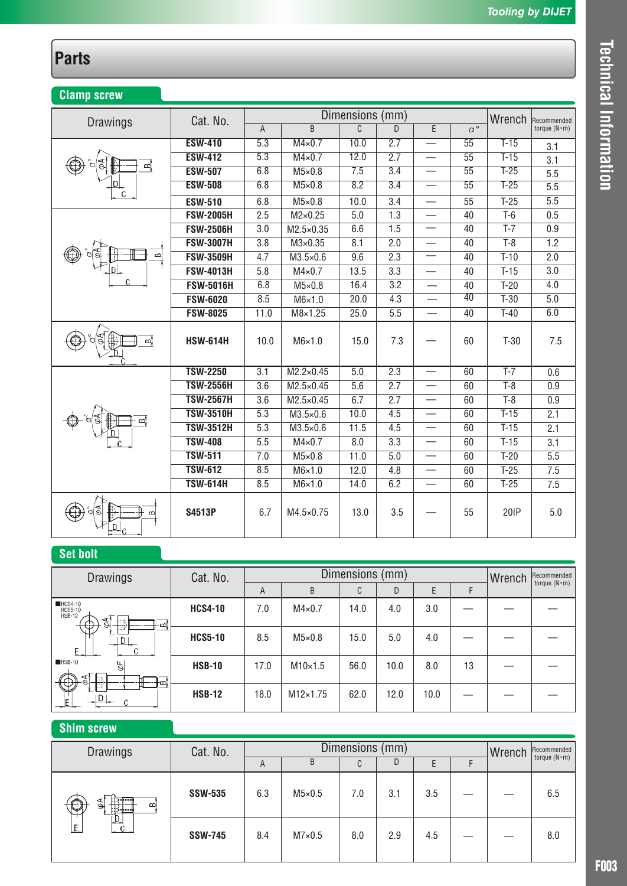# Parts

## Clamp screw

| Drawings | Cat. No. | Dimensions (mm) | | | | | | Wrench | Recommended torque (N•m) |
|---|---|---|---|---|---|---|---|---|---|
| | | A | B | C | D | E | α° | | |
| | ESW-410 | 5.3 | M4×0.7 | 10.0 | 2.7 | — | 55 | T-15 | 3.1 |
| | ESW-412 | 5.3 | M4×0.7 | 12.0 | 2.7 | — | 55 | T-15 | 3.1 |
| | ESW-507 | 6.8 | M5×0.8 | 7.5 | 3.4 | — | 55 | T-25 | 5.5 |
| | ESW-508 | 6.8 | M5×0.8 | 8.2 | 3.4 | — | 55 | T-25 | 5.5 |
| | ESW-510 | 6.8 | M5×0.8 | 10.0 | 3.4 | — | 55 | T-25 | 5.5 |
| | FSW-2005H | 2.5 | M2×0.25 | 5.0 | 1.3 | — | 40 | T-6 | 0.5 |
| | FSW-2506H | 3.0 | M2.5×0.35 | 6.6 | 1.5 | — | 40 | T-7 | 0.9 |
| | FSW-3007H | 3.8 | M3×0.35 | 8.1 | 2.0 | — | 40 | T-8 | 1.2 |
| | FSW-3509H | 4.7 | M3.5×0.6 | 9.6 | 2.3 | — | 40 | T-10 | 2.0 |
| | FSW-4013H | 5.8 | M4×0.7 | 13.5 | 3.3 | — | 40 | T-15 | 3.0 |
| | FSW-5016H | 6.8 | M5×0.8 | 16.4 | 3.2 | — | 40 | T-20 | 4.0 |
| | FSW-6020 | 8.5 | M6×1.0 | 20.0 | 4.3 | — | 40 | T-30 | 5.0 |
| | FSW-8025 | 11.0 | M8×1.25 | 25.0 | 5.5 | — | 40 | T-40 | 6.0 |
| | HSW-614H | 10.0 | M6×1.0 | 15.0 | 7.3 | — | 60 | T-30 | 7.5 |
| | TSW-2250 | 3.1 | M2.2×0.45 | 5.0 | 2.3 | — | 60 | T-7 | 0.6 |
| | TSW-2556H | 3.6 | M2.5×0.45 | 5.6 | 2.7 | — | 60 | T-8 | 0.9 |
| | TSW-2567H | 3.6 | M2.5×0.45 | 6.7 | 2.7 | — | 60 | T-8 | 0.9 |
| | TSW-3510H | 5.3 | M3.5×0.6 | 10.0 | 4.5 | — | 60 | T-15 | 2.1 |
| | TSW-3512H | 5.3 | M3.5×0.6 | 11.5 | 4.5 | — | 60 | T-15 | 2.1 |
| | TSW-408 | 5.5 | M4×0.7 | 8.0 | 3.3 | — | 60 | T-15 | 3.1 |
| | TSW-511 | 7.0 | M5×0.8 | 11.0 | 5.0 | — | 60 | T-20 | 5.5 |
| | TSW-612 | 8.5 | M6×1.0 | 12.0 | 4.8 | — | 60 | T-25 | 7.5 |
| | TSW-614H | 8.5 | M6×1.0 | 14.0 | 6.2 | — | 60 | T-25 | 7.5 |
| | S4513P | 6.7 | M4.5×0.75 | 13.0 | 3.5 | — | 55 | 20IP | 5.0 |

## Set bolt

| Drawings | Cat. No. | Dimensions (mm) | | | | | | Wrench | Recommended torque (N•m) |
|---|---|---|---|---|---|---|---|---|---|
| | | A | B | C | D | E | F | | |
| ■HCS4-10 HCS5-10 HSB-12 | HCS4-10 | 7.0 | M4×0.7 | 14.0 | 4.0 | 3.0 | — | — | — |
| | HCS5-10 | 8.5 | M5×0.8 | 15.0 | 5.0 | 4.0 | — | — | — |
| ■HSB-10 | HSB-10 | 17.0 | M10×1.5 | 56.0 | 10.0 | 8.0 | 13 | — | — |
| | HSB-12 | 18.0 | M12×1.75 | 62.0 | 12.0 | 10.0 | — | — | — |

## Shim screw

| Drawings | Cat. No. | Dimensions (mm) | | | | | | Wrench | Recommended torque (N•m) |
|---|---|---|---|---|---|---|---|---|---|
| | | A | B | C | D | E | F | | |
| | SSW-535 | 6.3 | M5×0.5 | 7.0 | 3.1 | 3.5 | — | — | 6.5 |
| | SSW-745 | 8.4 | M7×0.5 | 8.0 | 2.9 | 4.5 | — | — | 8.0 |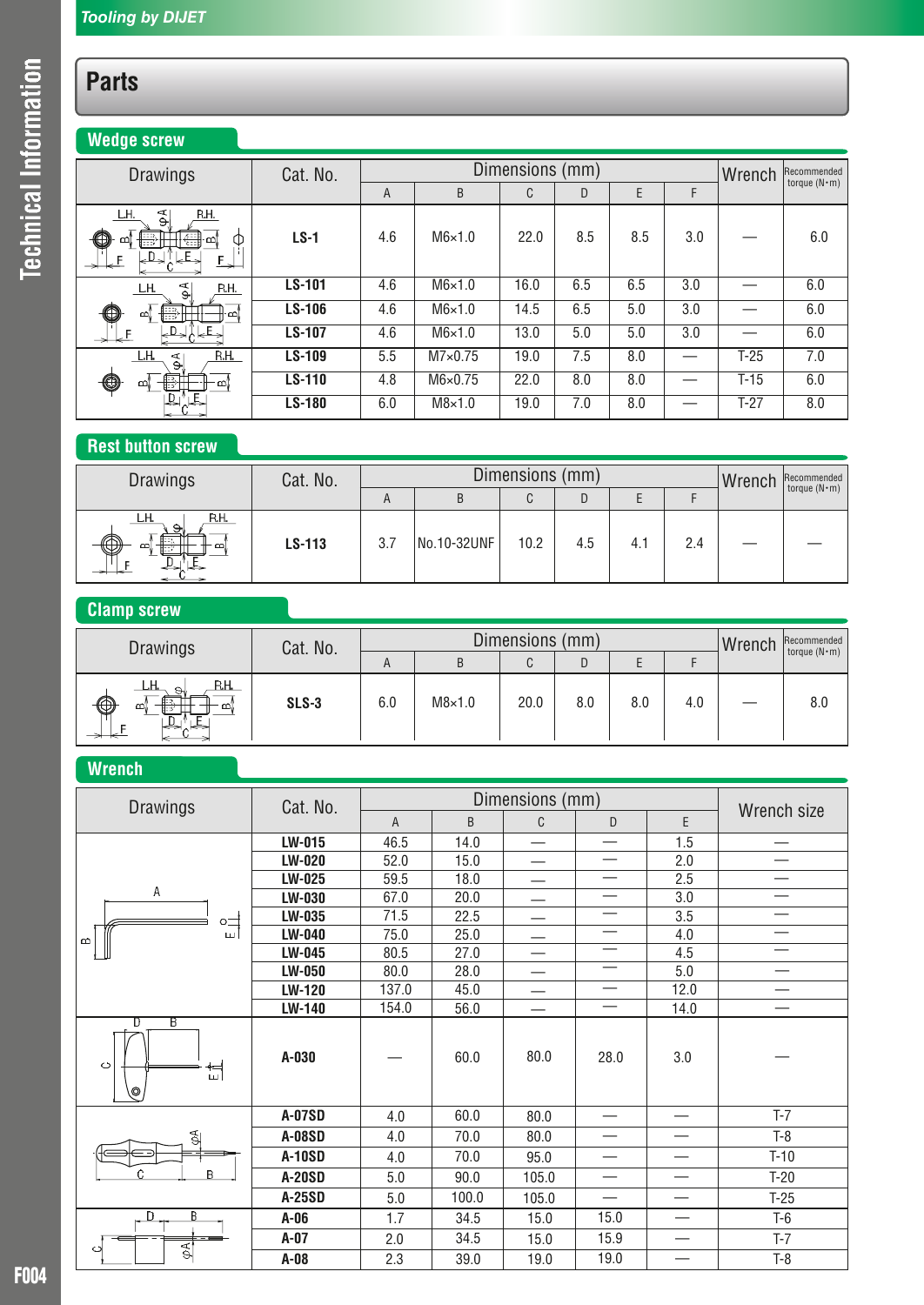# Parts

## Wedge screw

| Drawings | Cat. No. | Dimensions (mm) | | | | | | Wrench | Recommended torque (N•m) |
|---|---|---|---|---|---|---|---|---|---|
| | | A | B | C | D | E | F | | |
| | LS-1 | 4.6 | M6×1.0 | 22.0 | 8.5 | 8.5 | 3.0 | — | 6.0 |
| | LS-101 | 4.6 | M6×1.0 | 16.0 | 6.5 | 6.5 | 3.0 | — | 6.0 |
| | LS-106 | 4.6 | M6×1.0 | 14.5 | 6.5 | 5.0 | 3.0 | — | 6.0 |
| | LS-107 | 4.6 | M6×1.0 | 13.0 | 5.0 | 5.0 | 3.0 | — | 6.0 |
| | LS-109 | 5.5 | M7×0.75 | 19.0 | 7.5 | 8.0 | — | T-25 | 7.0 |
| | LS-110 | 4.8 | M6×0.75 | 22.0 | 8.0 | 8.0 | — | T-15 | 6.0 |
| | LS-180 | 6.0 | M8×1.0 | 19.0 | 7.0 | 8.0 | — | T-27 | 8.0 |

## Rest button screw

| Drawings | Cat. No. | Dimensions (mm) | | | | | | Wrench | Recommended torque (N•m) |
|---|---|---|---|---|---|---|---|---|---|
| | | A | B | C | D | E | F | | |
| | LS-113 | 3.7 | No.10-32UNF | 10.2 | 4.5 | 4.1 | 2.4 | — | — |

## Clamp screw

| Drawings | Cat. No. | Dimensions (mm) | | | | | | Wrench | Recommended torque (N•m) |
|---|---|---|---|---|---|---|---|---|---|
| | | A | B | C | D | E | F | | |
| | SLS-3 | 6.0 | M8×1.0 | 20.0 | 8.0 | 8.0 | 4.0 | — | 8.0 |

## Wrench

| Drawings | Cat. No. | Dimensions (mm) | | | | | Wrench size |
|---|---|---|---|---|---|---|---|
| | | A | B | C | D | E | |
| | LW-015 | 46.5 | 14.0 | — | — | 1.5 | — |
| | LW-020 | 52.0 | 15.0 | — | — | 2.0 | — |
| | LW-025 | 59.5 | 18.0 | — | — | 2.5 | — |
| | LW-030 | 67.0 | 20.0 | — | — | 3.0 | — |
| | LW-035 | 71.5 | 22.5 | — | — | 3.5 | — |
| | LW-040 | 75.0 | 25.0 | — | — | 4.0 | — |
| | LW-045 | 80.5 | 27.0 | — | — | 4.5 | — |
| | LW-050 | 80.0 | 28.0 | — | — | 5.0 | — |
| | LW-120 | 137.0 | 45.0 | — | — | 12.0 | — |
| | LW-140 | 154.0 | 56.0 | — | — | 14.0 | — |
| | A-030 | — | 60.0 | 80.0 | 28.0 | 3.0 | — |
| | A-07SD | 4.0 | 60.0 | 80.0 | — | — | T-7 |
| | A-08SD | 4.0 | 70.0 | 80.0 | — | — | T-8 |
| | A-10SD | 4.0 | 70.0 | 95.0 | — | — | T-10 |
| | A-20SD | 5.0 | 90.0 | 105.0 | — | — | T-20 |
| | A-25SD | 5.0 | 100.0 | 105.0 | — | — | T-25 |
| | A-06 | 1.7 | 34.5 | 15.0 | 15.0 | — | T-6 |
| | A-07 | 2.0 | 34.5 | 15.0 | 15.9 | — | T-7 |
| | A-08 | 2.3 | 39.0 | 19.0 | 19.0 | — | T-8 |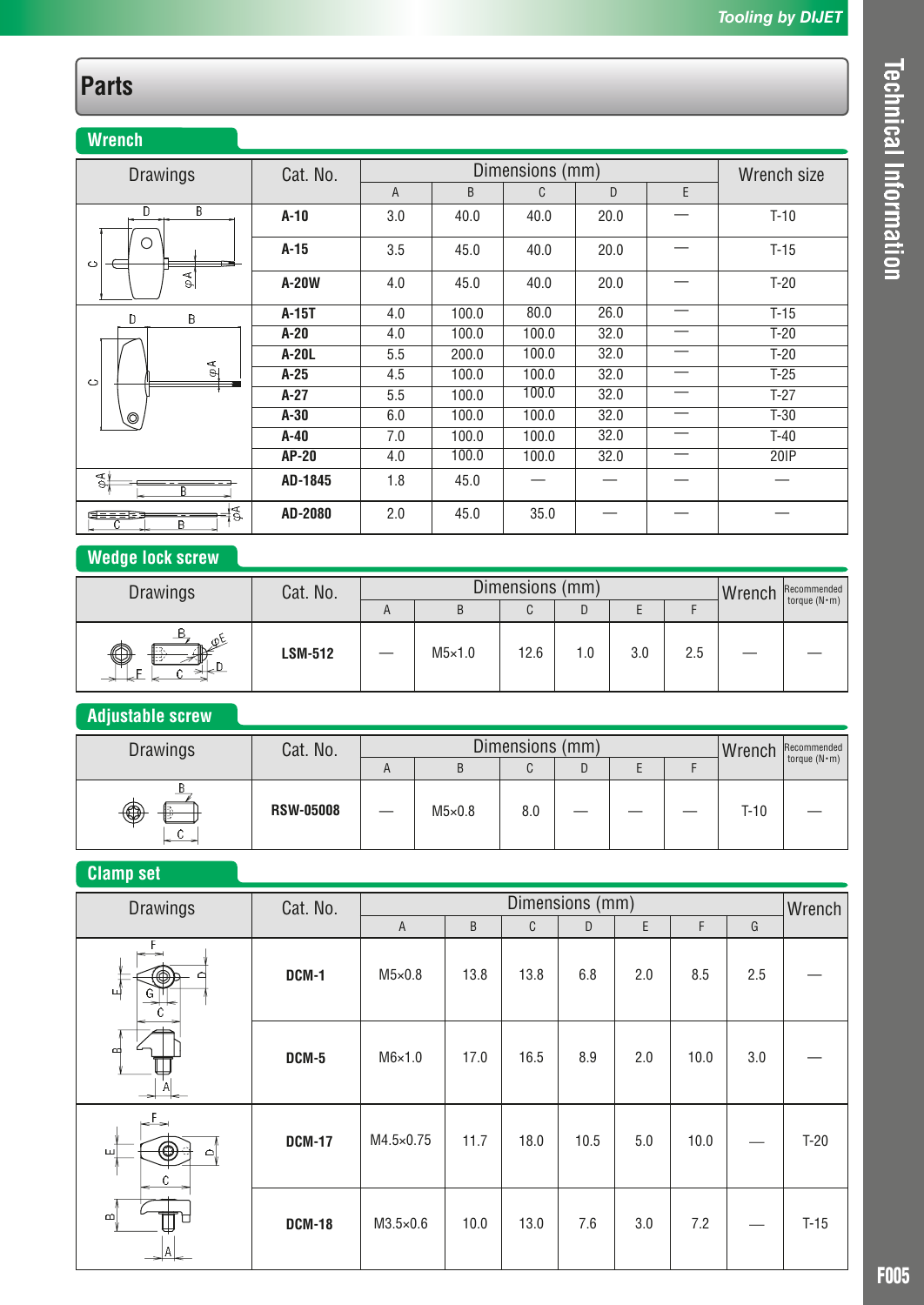# Parts

## Wrench

| Drawings | Cat. No. | Dimensions (mm) | | | | | Wrench size |
|---|---|---|---|---|---|---|---|
| | | A | B | C | D | E | |
| | A-10 | 3.0 | 40.0 | 40.0 | 20.0 | — | T-10 |
| | A-15 | 3.5 | 45.0 | 40.0 | 20.0 | — | T-15 |
| | A-20W | 4.0 | 45.0 | 40.0 | 20.0 | — | T-20 |
| | A-15T | 4.0 | 100.0 | 80.0 | 26.0 | — | T-15 |
| | A-20 | 4.0 | 100.0 | 100.0 | 32.0 | — | T-20 |
| | A-20L | 5.5 | 200.0 | 100.0 | 32.0 | — | T-20 |
| | A-25 | 4.5 | 100.0 | 100.0 | 32.0 | — | T-25 |
| | A-27 | 5.5 | 100.0 | 100.0 | 32.0 | — | T-27 |
| | A-30 | 6.0 | 100.0 | 100.0 | 32.0 | — | T-30 |
| | A-40 | 7.0 | 100.0 | 100.0 | 32.0 | — | T-40 |
| | AP-20 | 4.0 | 100.0 | 100.0 | 32.0 | — | 20IP |
| | AD-1845 | 1.8 | 45.0 | — | — | — | — |
| | AD-2080 | 2.0 | 45.0 | 35.0 | — | — | — |

## Wedge lock screw

| Drawings | Cat. No. | Dimensions (mm) | | | | | | Wrench | Recommended torque (N•m) |
|---|---|---|---|---|---|---|---|---|---|
| | | A | B | C | D | E | F | | |
| | LSM-512 | — | M5×1.0 | 12.6 | 1.0 | 3.0 | 2.5 | — | — |

## Adjustable screw

| Drawings | Cat. No. | Dimensions (mm) | | | | | | Wrench | Recommended torque (N•m) |
|---|---|---|---|---|---|---|---|---|---|
| | | A | B | C | D | E | F | | |
| | RSW-05008 | — | M5×0.8 | 8.0 | — | — | — | T-10 | — |

## Clamp set

| Drawings | Cat. No. | Dimensions (mm) | | | | | | | Wrench |
|---|---|---|---|---|---|---|---|---|---|
| | | A | B | C | D | E | F | G | |
| | DCM-1 | M5×0.8 | 13.8 | 13.8 | 6.8 | 2.0 | 8.5 | 2.5 | — |
| | DCM-5 | M6×1.0 | 17.0 | 16.5 | 8.9 | 2.0 | 10.0 | 3.0 | — |
| | DCM-17 | M4.5×0.75 | 11.7 | 18.0 | 10.5 | 5.0 | 10.0 | — | T-20 |
| | DCM-18 | M3.5×0.6 | 10.0 | 13.0 | 7.6 | 3.0 | 7.2 | — | T-15 |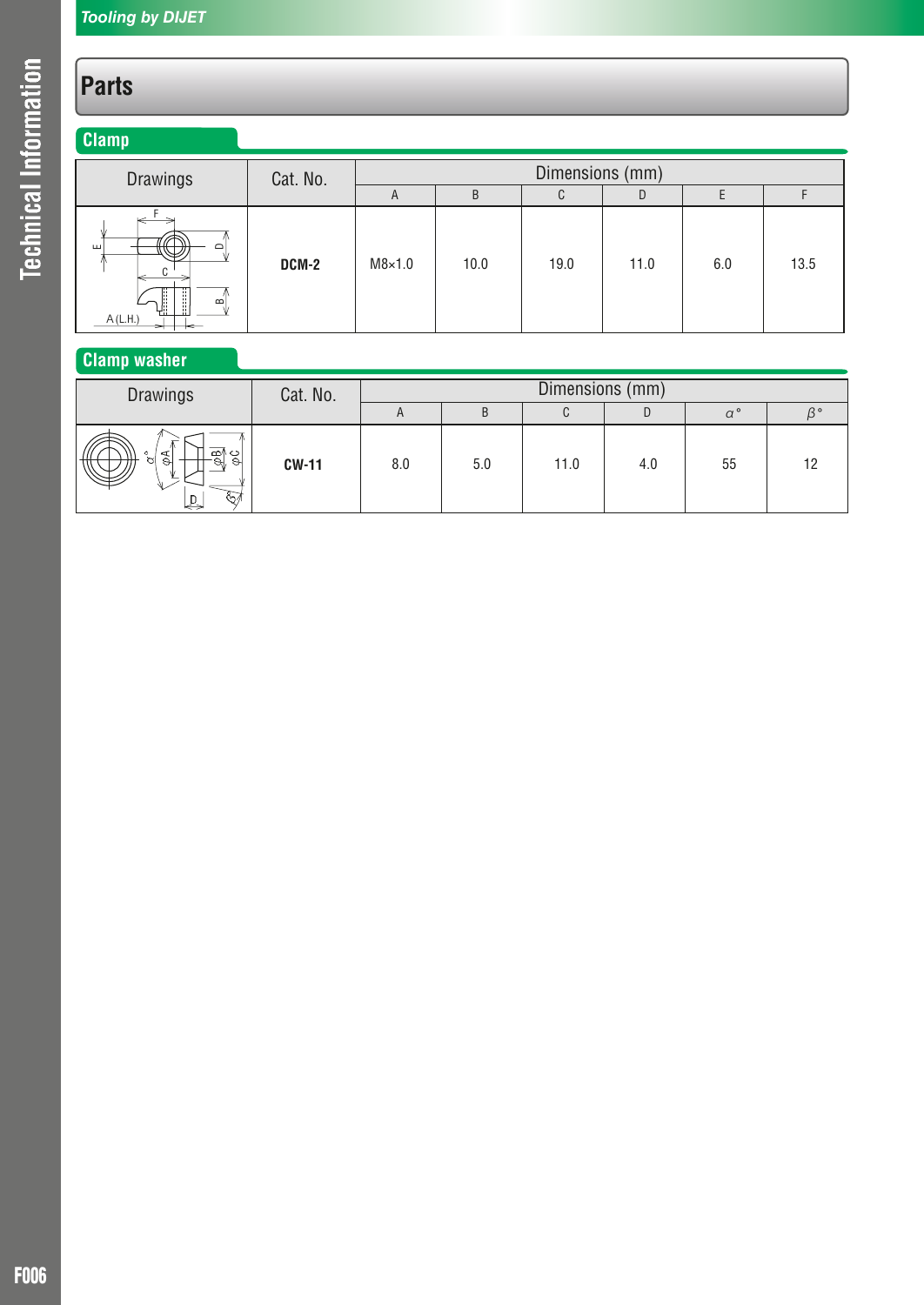# Parts

## Clamp

| Drawings | Cat. No. | Dimensions (mm) | | | | | |
|---|---|---|---|---|---|---|---|
| | | A | B | C | D | E | F |
| | **DCM-2** | M8×1.0 | 10.0 | 19.0 | 11.0 | 6.0 | 13.5 |

## Clamp washer

| Drawings | Cat. No. | Dimensions (mm) | | | | | |
|---|---|---|---|---|---|---|---|
| | | A | B | C | D | $\alpha$° | $\beta$° |
| | **CW-11** | 8.0 | 5.0 | 11.0 | 4.0 | 55 | 12 |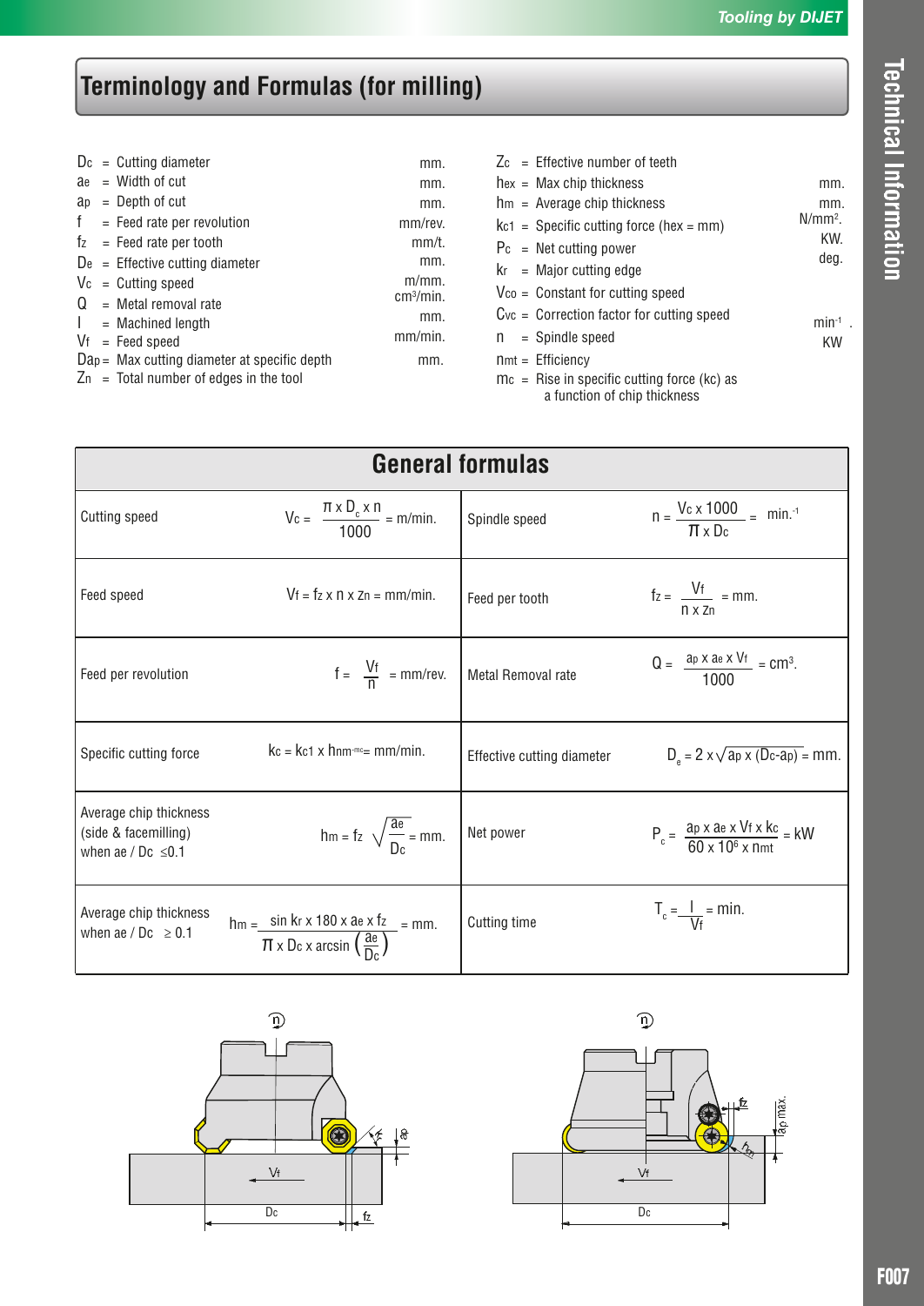# Terminology and Formulas (for milling)

| Symbol | Description | Unit |
|---|---|---|
| $D_c$ | Cutting diameter | mm. |
| $a_e$ | Width of cut | mm. |
| $a_p$ | Depth of cut | mm. |
| $f$ | Feed rate per revolution | mm/rev. |
| $f_z$ | Feed rate per tooth | mm/t. |
| $D_e$ | Effective cutting diameter | mm. |
| $V_c$ | Cutting speed | m/mm. |
| $Q$ | Metal removal rate | cm³/min. |
| $l$ | Machined length | mm. |
| $V_f$ | Feed speed | mm/min. |
| $D_{ap}$ | Max cutting diameter at specific depth | mm. |
| $Z_n$ | Total number of edges in the tool | |

| Symbol | Description | Unit |
|---|---|---|
| $Z_c$ | Effective number of teeth | |
| $h_{ex}$ | Max chip thickness | mm. |
| $h_m$ | Average chip thickness | mm. |
| $k_{c1}$ | Specific cutting force ($h_{ex}$ = mm) | N/mm². |
| $P_c$ | Net cutting power | KW. |
| $k_r$ | Major cutting edge | deg. |
| $V_{co}$ | Constant for cutting speed | |
| $C_{vc}$ | Correction factor for cutting speed | |
| $n$ | Spindle speed | min⁻¹ . |
| $n_{mt}$ | Efficiency | KW |
| $m_c$ | Rise in specific cutting force ($k_c$) as a function of chip thickness | |

## General formulas

| | | | |
|---|---|---|---|
| Cutting speed | $V_c = \dfrac{\pi \times D_c \times n}{1000}$ = m/min. | Spindle speed | $n = \dfrac{V_c \times 1000}{\pi \times D_c}$ = min.⁻¹ |
| Feed speed | $V_f = f_z \times n \times z_n$ = mm/min. | Feed per tooth | $f_z = \dfrac{V_f}{n \times z_n}$ = mm. |
| Feed per revolution | $f = \dfrac{V_f}{n}$ = mm/rev. | Metal Removal rate | $Q = \dfrac{a_p \times a_e \times V_f}{1000}$ = cm³. |
| Specific cutting force | $k_c = k_{c1} \times h_m{}^{-m_c}$ = mm/min. | Effective cutting diameter | $D_e = 2 \times \sqrt{a_p \times (D_c - a_p)}$ = mm. |
| Average chip thickness (side & facemilling) when $a_e / D_c \leq 0.1$ | $h_m = f_z \sqrt{\dfrac{a_e}{D_c}}$ = mm. | Net power | $P_c = \dfrac{a_p \times a_e \times V_f \times k_c}{60 \times 10^6 \times n_{mt}}$ = kW |
| Average chip thickness when $a_e / D_c \geq 0.1$ | $h_m = \dfrac{\sin k_r \times 180 \times a_e \times f_z}{\pi \times D_c \times \arcsin\left(\dfrac{a_e}{D_c}\right)}$ = mm. | Cutting time | $T_c = \dfrac{l}{V_f}$ = min. |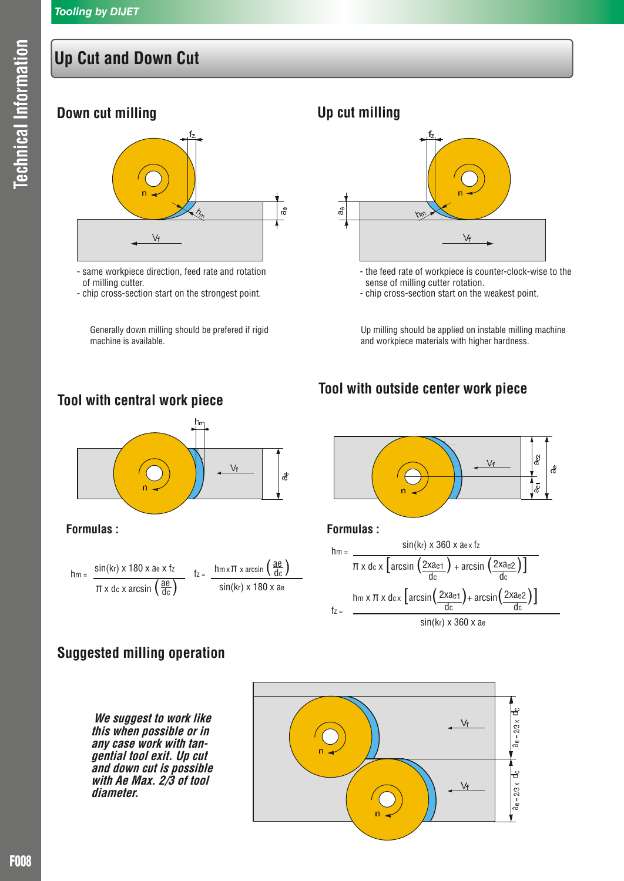# Up Cut and Down Cut

## Down cut milling

- same workpiece direction, feed rate and rotation of milling cutter.
- chip cross-section start on the strongest point.

Generally down milling should be prefered if rigid machine is available.

## Up cut milling

- the feed rate of workpiece is counter-clock-wise to the sense of milling cutter rotation.
- chip cross-section start on the weakest point.

Up milling should be applied on instable milling machine and workpiece materials with higher hardness.

## Tool with central work piece

### Formulas :

$$h_m = \frac{\sin(k_r) \times 180 \times a_e \times f_z}{\pi \times d_c \times \arcsin\left(\frac{a_e}{d_c}\right)}$$

$$f_z = \frac{h_m \times \pi \times \arcsin\left(\frac{a_e}{d_c}\right)}{\sin(k_r) \times 180 \times a_e}$$

## Tool with outside center work piece

### Formulas :

$$h_m = \frac{\sin(k_r) \times 360 \times a_e \times f_z}{\pi \times d_c \times \left[\arcsin\left(\frac{2 \times a_{e1}}{d_c}\right) + \arcsin\left(\frac{2 \times a_{e2}}{d_c}\right)\right]}$$

$$f_z = \frac{h_m \times \pi \times d_c \times \left[\arcsin\left(\frac{2 \times a_{e1}}{d_c}\right) + \arcsin\left(\frac{2 \times a_{e2}}{d_c}\right)\right]}{\sin(k_r) \times 360 \times a_e}$$

## Suggested milling operation

***We suggest to work like this when possible or in any case work with tangential tool exit. Up cut and down cut is possible with Ae Max. 2/3 of tool diameter.***

$a_e = 2/3 \times d_c$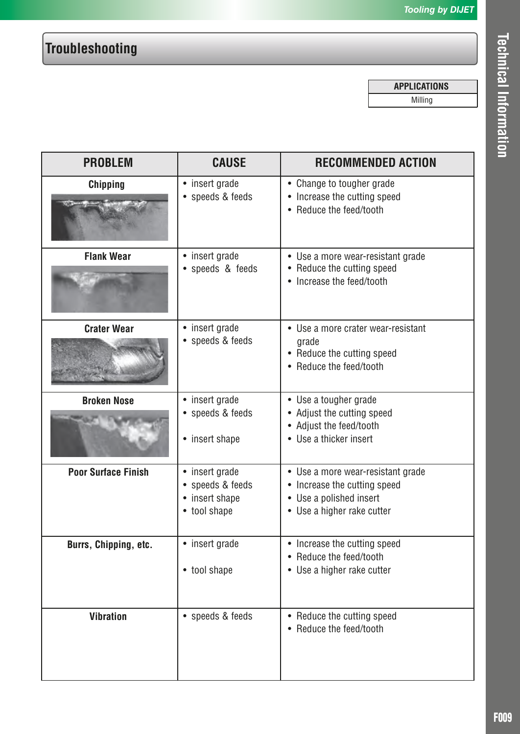# Troubleshooting

| APPLICATIONS |
|---|
| Milling |

| PROBLEM | CAUSE | RECOMMENDED ACTION |
|---|---|---|
| **Chipping** | • insert grade<br>• speeds & feeds | • Change to tougher grade<br>• Increase the cutting speed<br>• Reduce the feed/tooth |
| **Flank Wear** | • insert grade<br>• speeds & feeds | • Use a more wear-resistant grade<br>• Reduce the cutting speed<br>• Increase the feed/tooth |
| **Crater Wear** | • insert grade<br>• speeds & feeds | • Use a more crater wear-resistant grade<br>• Reduce the cutting speed<br>• Reduce the feed/tooth |
| **Broken Nose** | • insert grade<br>• speeds & feeds<br>• insert shape | • Use a tougher grade<br>• Adjust the cutting speed<br>• Adjust the feed/tooth<br>• Use a thicker insert |
| **Poor Surface Finish** | • insert grade<br>• speeds & feeds<br>• insert shape<br>• tool shape | • Use a more wear-resistant grade<br>• Increase the cutting speed<br>• Use a polished insert<br>• Use a higher rake cutter |
| **Burrs, Chipping, etc.** | • insert grade<br>• tool shape | • Increase the cutting speed<br>• Reduce the feed/tooth<br>• Use a higher rake cutter |
| **Vibration** | • speeds & feeds | • Reduce the cutting speed<br>• Reduce the feed/tooth |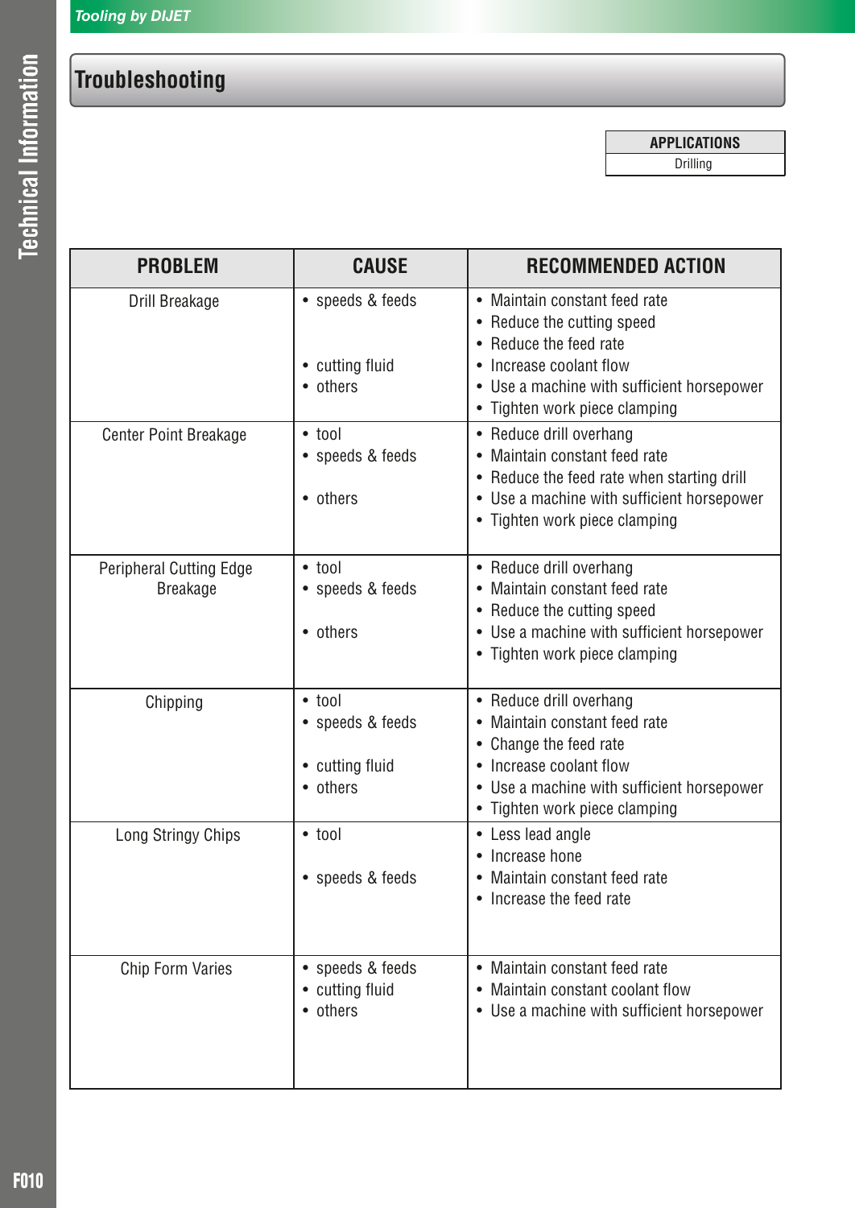# Troubleshooting

| APPLICATIONS |
| --- |
| Drilling |

| PROBLEM | CAUSE | RECOMMENDED ACTION |
| --- | --- | --- |
| Drill Breakage | • speeds & feeds<br><br><br>• cutting fluid<br>• others | • Maintain constant feed rate<br>• Reduce the cutting speed<br>• Reduce the feed rate<br>• Increase coolant flow<br>• Use a machine with sufficient horsepower<br>• Tighten work piece clamping |
| Center Point Breakage | • tool<br>• speeds & feeds<br><br>• others | • Reduce drill overhang<br>• Maintain constant feed rate<br>• Reduce the feed rate when starting drill<br>• Use a machine with sufficient horsepower<br>• Tighten work piece clamping |
| Peripheral Cutting Edge Breakage | • tool<br>• speeds & feeds<br><br>• others | • Reduce drill overhang<br>• Maintain constant feed rate<br>• Reduce the cutting speed<br>• Use a machine with sufficient horsepower<br>• Tighten work piece clamping |
| Chipping | • tool<br>• speeds & feeds<br><br>• cutting fluid<br>• others | • Reduce drill overhang<br>• Maintain constant feed rate<br>• Change the feed rate<br>• Increase coolant flow<br>• Use a machine with sufficient horsepower<br>• Tighten work piece clamping |
| Long Stringy Chips | • tool<br><br>• speeds & feeds | • Less lead angle<br>• Increase hone<br>• Maintain constant feed rate<br>• Increase the feed rate |
| Chip Form Varies | • speeds & feeds<br>• cutting fluid<br>• others | • Maintain constant feed rate<br>• Maintain constant coolant flow<br>• Use a machine with sufficient horsepower |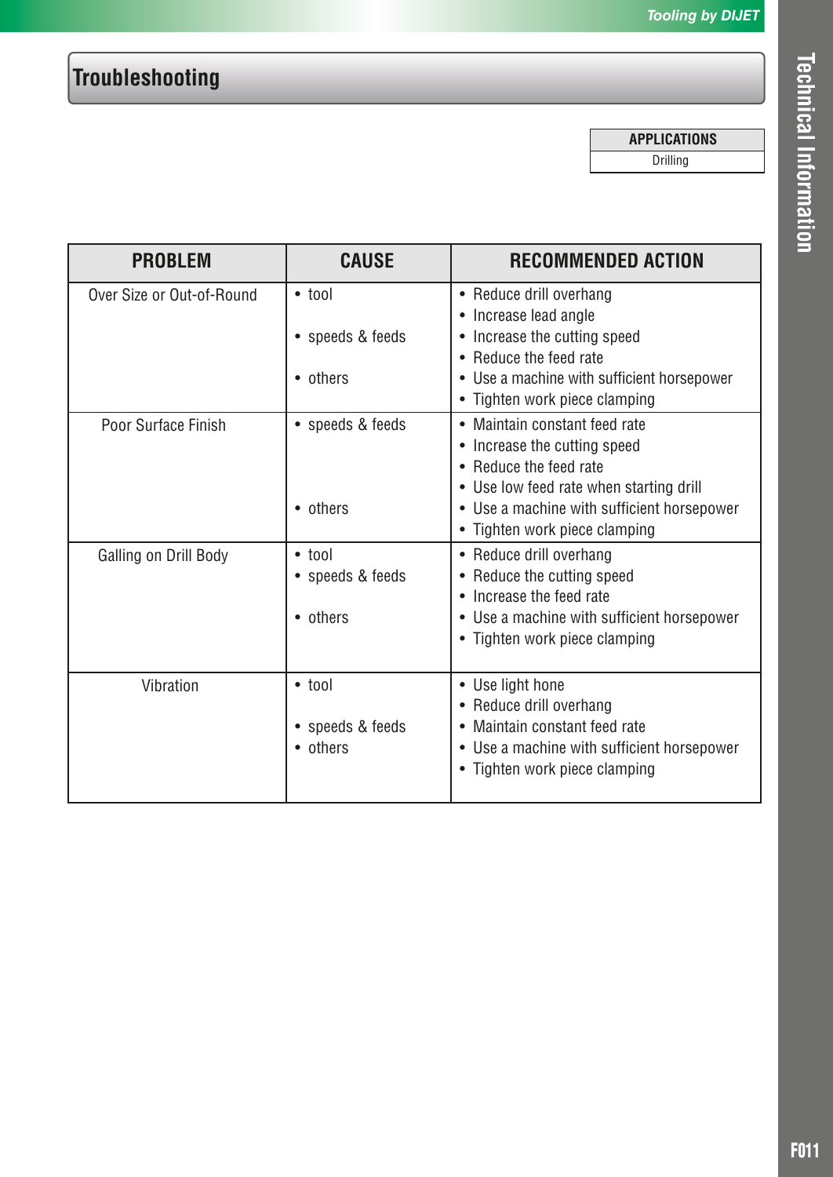# Troubleshooting

| APPLICATIONS |
| --- |
| Drilling |

| PROBLEM | CAUSE | RECOMMENDED ACTION |
| --- | --- | --- |
| Over Size or Out-of-Round | • tool<br><br>• speeds & feeds<br><br>• others | • Reduce drill overhang<br>• Increase lead angle<br>• Increase the cutting speed<br>• Reduce the feed rate<br>• Use a machine with sufficient horsepower<br>• Tighten work piece clamping |
| Poor Surface Finish | • speeds & feeds<br><br><br><br>• others | • Maintain constant feed rate<br>• Increase the cutting speed<br>• Reduce the feed rate<br>• Use low feed rate when starting drill<br>• Use a machine with sufficient horsepower<br>• Tighten work piece clamping |
| Galling on Drill Body | • tool<br>• speeds & feeds<br><br>• others | • Reduce drill overhang<br>• Reduce the cutting speed<br>• Increase the feed rate<br>• Use a machine with sufficient horsepower<br>• Tighten work piece clamping |
| Vibration | • tool<br><br>• speeds & feeds<br>• others | • Use light hone<br>• Reduce drill overhang<br>• Maintain constant feed rate<br>• Use a machine with sufficient horsepower<br>• Tighten work piece clamping |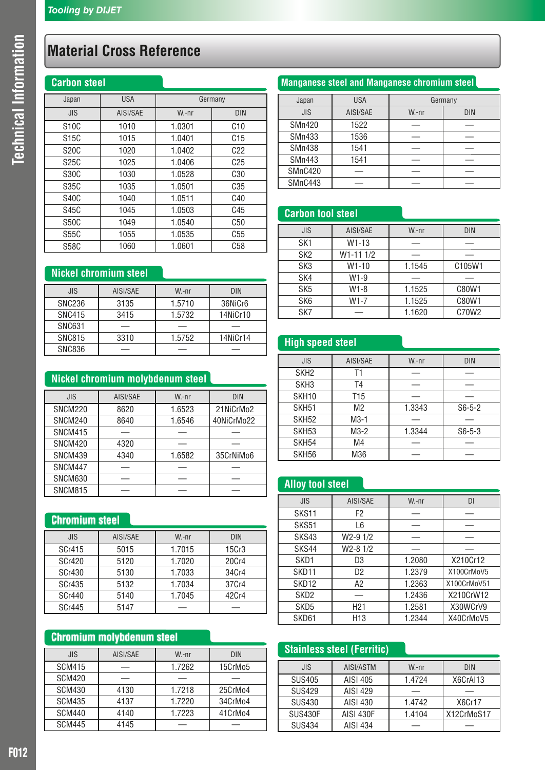# Material Cross Reference

## Carbon steel

| Japan | USA | Germany | |
|---|---|---|---|
| JIS | AISI/SAE | W.-nr | DIN |
| S10C | 1010 | 1.0301 | C10 |
| S15C | 1015 | 1.0401 | C15 |
| S20C | 1020 | 1.0402 | C22 |
| S25C | 1025 | 1.0406 | C25 |
| S30C | 1030 | 1.0528 | C30 |
| S35C | 1035 | 1.0501 | C35 |
| S40C | 1040 | 1.0511 | C40 |
| S45C | 1045 | 1.0503 | C45 |
| S50C | 1049 | 1.0540 | C50 |
| S55C | 1055 | 1.0535 | C55 |
| S58C | 1060 | 1.0601 | C58 |

## Nickel chromium steel

| JIS | AISI/SAE | W.-nr | DIN |
|---|---|---|---|
| SNC236 | 3135 | 1.5710 | 36NiCr6 |
| SNC415 | 3415 | 1.5732 | 14NiCr10 |
| SNC631 | — | — | — |
| SNC815 | 3310 | 1.5752 | 14NiCr14 |
| SNC836 | — | — | — |

## Nickel chromium molybdenum steel

| JIS | AISI/SAE | W.-nr | DIN |
|---|---|---|---|
| SNCM220 | 8620 | 1.6523 | 21NiCrMo2 |
| SNCM240 | 8640 | 1.6546 | 40NiCrMo22 |
| SNCM415 | — | — | — |
| SNCM420 | 4320 | — | — |
| SNCM439 | 4340 | 1.6582 | 35CrNiMo6 |
| SNCM447 | — | — | — |
| SNCM630 | — | — | — |
| SNCM815 | — | — | — |

## Chromium steel

| JIS | AISI/SAE | W.-nr | DIN |
|---|---|---|---|
| SCr415 | 5015 | 1.7015 | 15Cr3 |
| SCr420 | 5120 | 1.7020 | 20Cr4 |
| SCr430 | 5130 | 1.7033 | 34Cr4 |
| SCr435 | 5132 | 1.7034 | 37Cr4 |
| SCr440 | 5140 | 1.7045 | 42Cr4 |
| SCr445 | 5147 | — | — |

## Chromium molybdenum steel

| JIS | AISI/SAE | W.-nr | DIN |
|---|---|---|---|
| SCM415 | — | 1.7262 | 15CrMo5 |
| SCM420 | — | — | — |
| SCM430 | 4130 | 1.7218 | 25CrMo4 |
| SCM435 | 4137 | 1.7220 | 34CrMo4 |
| SCM440 | 4140 | 1.7223 | 41CrMo4 |
| SCM445 | 4145 | — | — |

## Manganese steel and Manganese chromium steel

| Japan | USA | Germany | |
|---|---|---|---|
| JIS | AISI/SAE | W.-nr | DIN |
| SMn420 | 1522 | — | — |
| SMn433 | 1536 | — | — |
| SMn438 | 1541 | — | — |
| SMn443 | 1541 | — | — |
| SMnC420 | — | — | — |
| SMnC443 | — | — | — |

## Carbon tool steel

| JIS | AISI/SAE | W.-nr | DIN |
|---|---|---|---|
| SK1 | W1-13 | — | — |
| SK2 | W1-11 1/2 | — | — |
| SK3 | W1-10 | 1.1545 | C105W1 |
| SK4 | W1-9 | — | — |
| SK5 | W1-8 | 1.1525 | C80W1 |
| SK6 | W1-7 | 1.1525 | C80W1 |
| SK7 | — | 1.1620 | C70W2 |

## High speed steel

| JIS | AISI/SAE | W.-nr | DIN |
|---|---|---|---|
| SKH2 | T1 | — | — |
| SKH3 | T4 | — | — |
| SKH10 | T15 | — | — |
| SKH51 | M2 | 1.3343 | S6-5-2 |
| SKH52 | M3-1 | — | — |
| SKH53 | M3-2 | 1.3344 | S6-5-3 |
| SKH54 | M4 | — | — |
| SKH56 | M36 | — | — |

## Alloy tool steel

| JIS | AISI/SAE | W.-nr | DI |
|---|---|---|---|
| SKS11 | F2 | — | — |
| SKS51 | L6 | — | — |
| SKS43 | W2-9 1/2 | — | — |
| SKS44 | W2-8 1/2 | — | — |
| SKD1 | D3 | 1.2080 | X210Cr12 |
| SKD11 | D2 | 1.2379 | X100CrMoV5 |
| SKD12 | A2 | 1.2363 | X100CrMoV51 |
| SKD2 | — | 1.2436 | X210CrW12 |
| SKD5 | H21 | 1.2581 | X30WCrV9 |
| SKD61 | H13 | 1.2344 | X40CrMoV5 |

## Stainless steel (Ferritic)

| JIS | AISI/ASTM | W.-nr | DIN |
|---|---|---|---|
| SUS405 | AISI 405 | 1.4724 | X6CrAl13 |
| SUS429 | AISI 429 | — | — |
| SUS430 | AISI 430 | 1.4742 | X6Cr17 |
| SUS430F | AISI 430F | 1.4104 | X12CrMoS17 |
| SUS434 | AISI 434 | — | — |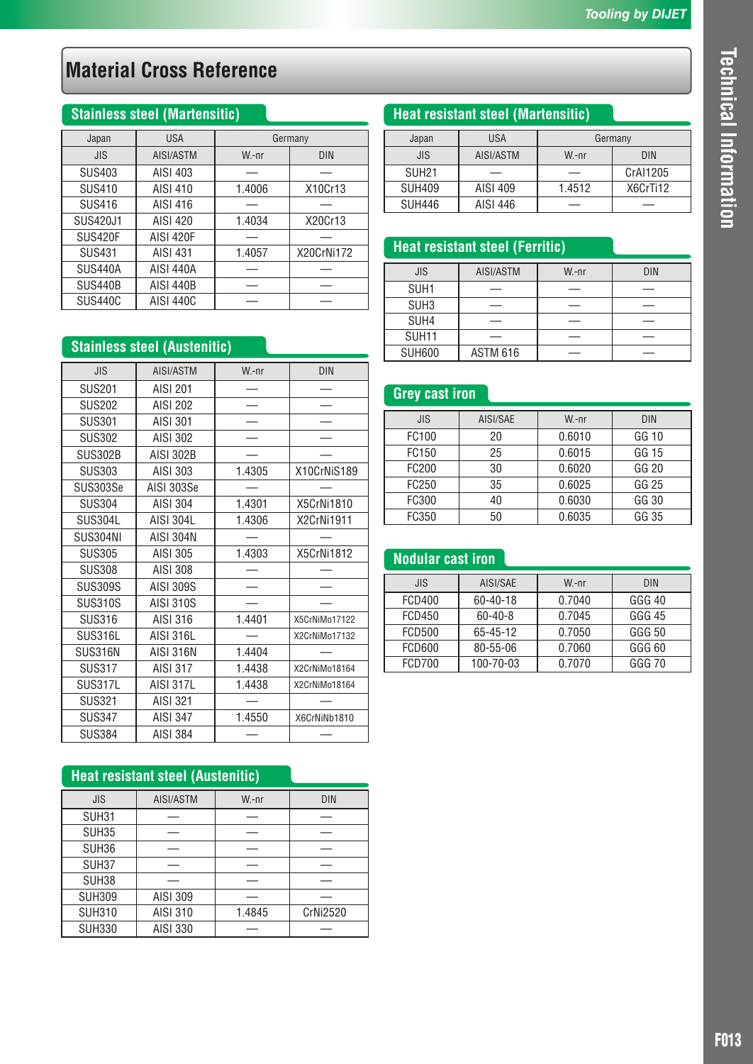# Material Cross Reference

## Stainless steel (Martensitic)

| Japan | USA | Germany | |
|---|---|---|---|
| JIS | AISI/ASTM | W.-nr | DIN |
| SUS403 | AISI 403 | — | — |
| SUS410 | AISI 410 | 1.4006 | X10Cr13 |
| SUS416 | AISI 416 | — | — |
| SUS420J1 | AISI 420 | 1.4034 | X20Cr13 |
| SUS420F | AISI 420F | — | — |
| SUS431 | AISI 431 | 1.4057 | X20CrNi172 |
| SUS440A | AISI 440A | — | — |
| SUS440B | AISI 440B | — | — |
| SUS440C | AISI 440C | — | — |

## Stainless steel (Austenitic)

| JIS | AISI/ASTM | W.-nr | DIN |
|---|---|---|---|
| SUS201 | AISI 201 | — | — |
| SUS202 | AISI 202 | — | — |
| SUS301 | AISI 301 | — | — |
| SUS302 | AISI 302 | — | — |
| SUS302B | AISI 302B | — | — |
| SUS303 | AISI 303 | 1.4305 | X10CrNiS189 |
| SUS303Se | AISI 303Se | — | — |
| SUS304 | AISI 304 | 1.4301 | X5CrNi1810 |
| SUS304L | AISI 304L | 1.4306 | X2CrNi1911 |
| SUS304NI | AISI 304N | — | — |
| SUS305 | AISI 305 | 1.4303 | X5CrNi1812 |
| SUS308 | AISI 308 | — | — |
| SUS309S | AISI 309S | — | — |
| SUS310S | AISI 310S | — | — |
| SUS316 | AISI 316 | 1.4401 | X5CrNiMo17122 |
| SUS316L | AISI 316L | — | X2CrNiMo17132 |
| SUS316N | AISI 316N | 1.4404 | — |
| SUS317 | AISI 317 | 1.4438 | X2CrNiMo18164 |
| SUS317L | AISI 317L | 1.4438 | X2CrNiMo18164 |
| SUS321 | AISI 321 | — | — |
| SUS347 | AISI 347 | 1.4550 | X6CrNiNb1810 |
| SUS384 | AISI 384 | — | — |

## Heat resistant steel (Austenitic)

| JIS | AISI/ASTM | W.-nr | DIN |
|---|---|---|---|
| SUH31 | — | — | — |
| SUH35 | — | — | — |
| SUH36 | — | — | — |
| SUH37 | — | — | — |
| SUH38 | — | — | — |
| SUH309 | AISI 309 | — | — |
| SUH310 | AISI 310 | 1.4845 | CrNi2520 |
| SUH330 | AISI 330 | — | — |

## Heat resistant steel (Martensitic)

| Japan | USA | Germany | |
|---|---|---|---|
| JIS | AISI/ASTM | W.-nr | DIN |
| SUH21 | — | — | CrAl1205 |
| SUH409 | AISI 409 | 1.4512 | X6CrTi12 |
| SUH446 | AISI 446 | — | — |

## Heat resistant steel (Ferritic)

| JIS | AISI/ASTM | W.-nr | DIN |
|---|---|---|---|
| SUH1 | — | — | — |
| SUH3 | — | — | — |
| SUH4 | — | — | — |
| SUH11 | — | — | — |
| SUH600 | ASTM 616 | — | — |

## Grey cast iron

| JIS | AISI/SAE | W.-nr | DIN |
|---|---|---|---|
| FC100 | 20 | 0.6010 | GG 10 |
| FC150 | 25 | 0.6015 | GG 15 |
| FC200 | 30 | 0.6020 | GG 20 |
| FC250 | 35 | 0.6025 | GG 25 |
| FC300 | 40 | 0.6030 | GG 30 |
| FC350 | 50 | 0.6035 | GG 35 |

## Nodular cast iron

| JIS | AISI/SAE | W.-nr | DIN |
|---|---|---|---|
| FCD400 | 60-40-18 | 0.7040 | GGG 40 |
| FCD450 | 60-40-8 | 0.7045 | GGG 45 |
| FCD500 | 65-45-12 | 0.7050 | GGG 50 |
| FCD600 | 80-55-06 | 0.7060 | GGG 60 |
| FCD700 | 100-70-03 | 0.7070 | GGG 70 |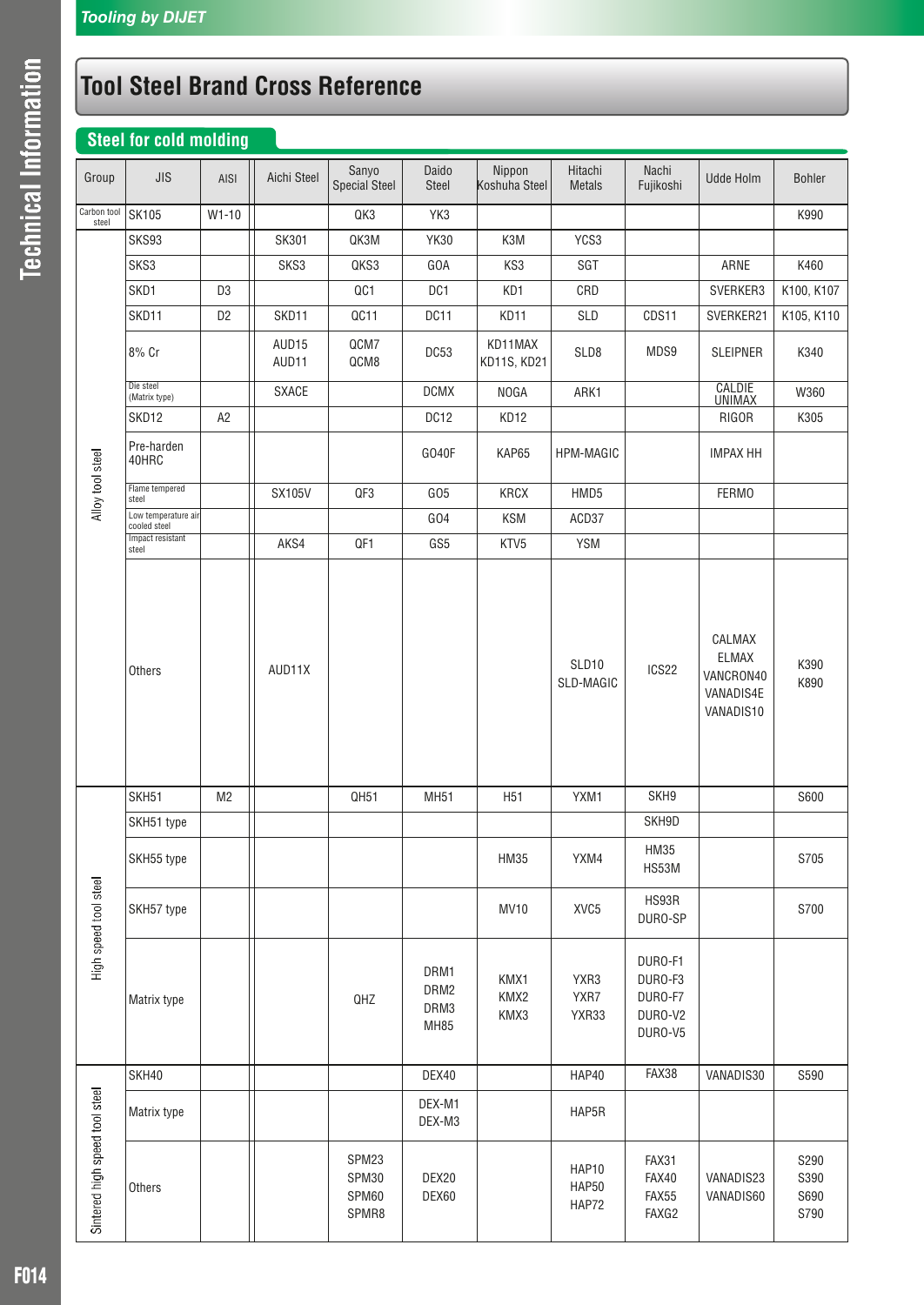# Tool Steel Brand Cross Reference

## Steel for cold molding

| Group | JIS | AISI | Aichi Steel | Sanyo Special Steel | Daido Steel | Nippon Koshuha Steel | Hitachi Metals | Nachi Fujikoshi | Udde Holm | Bohler |
|---|---|---|---|---|---|---|---|---|---|---|
| Carbon tool steel | SK105 | W1-10 | | QK3 | YK3 | | | | | K990 |
| Alloy tool steel | SKS93 | | SK301 | QK3M | YK30 | K3M | YCS3 | | | |
| | SKS3 | | SKS3 | QKS3 | GOA | KS3 | SGT | | ARNE | K460 |
| | SKD1 | D3 | | QC1 | DC1 | KD1 | CRD | | SVERKER3 | K100, K107 |
| | SKD11 | D2 | SKD11 | QC11 | DC11 | KD11 | SLD | CDS11 | SVERKER21 | K105, K110 |
| | 8% Cr | | AUD15 AUD11 | QCM7 QCM8 | DC53 | KD11MAX KD11S, KD21 | SLD8 | MDS9 | SLEIPNER | K340 |
| | Die steel (Matrix type) | | SXACE | | DCMX | NOGA | ARK1 | | CALDIE UNIMAX | W360 |
| | SKD12 | A2 | | | DC12 | KD12 | | | RIGOR | K305 |
| | Pre-harden 40HRC | | | | GO40F | KAP65 | HPM-MAGIC | | IMPAX HH | |
| | Flame tempered steel | | SX105V | QF3 | GO5 | KRCX | HMD5 | | FERMO | |
| | Low temperature air cooled steel | | | | GO4 | KSM | ACD37 | | | |
| | Impact resistant steel | | AKS4 | QF1 | GS5 | KTV5 | YSM | | | |
| | Others | | AUD11X | | | | SLD10 SLD-MAGIC | ICS22 | CALMAX ELMAX VANCRON40 VANADIS4E VANADIS10 | K390 K890 |
| High speed tool steel | SKH51 | M2 | | QH51 | MH51 | H51 | YXM1 | SKH9 | | S600 |
| | SKH51 type | | | | | | | SKH9D | | |
| | SKH55 type | | | | | HM35 | YXM4 | HM35 HS53M | | S705 |
| | SKH57 type | | | | | MV10 | XVC5 | HS93R DURO-SP | | S700 |
| | Matrix type | | | QHZ | DRM1 DRM2 DRM3 MH85 | KMX1 KMX2 KMX3 | YXR3 YXR7 YXR33 | DURO-F1 DURO-F3 DURO-F7 DURO-V2 DURO-V5 | | |
| Sintered high speed tool steel | SKH40 | | | | DEX40 | | HAP40 | FAX38 | VANADIS30 | S590 |
| | Matrix type | | | | DEX-M1 DEX-M3 | | HAP5R | | | |
| | Others | | | SPM23 SPM30 SPM60 SPMR8 | DEX20 DEX60 | | HAP10 HAP50 HAP72 | FAX31 FAX40 FAX55 FAXG2 | VANADIS23 VANADIS60 | S290 S390 S690 S790 |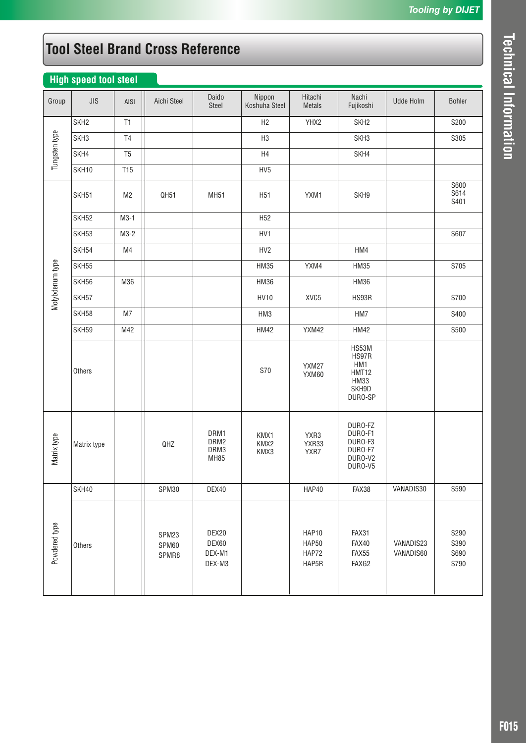# Tool Steel Brand Cross Reference

## High speed tool steel

| Group | JIS | AISI | Aichi Steel | Daido Steel | Nippon Koshuha Steel | Hitachi Metals | Nachi Fujikoshi | Udde Holm | Bohler |
|---|---|---|---|---|---|---|---|---|---|
| Tungsten type | SKH2 | T1 | | | H2 | YHX2 | SKH2 | | S200 |
| | SKH3 | T4 | | | H3 | | SKH3 | | S305 |
| | SKH4 | T5 | | | H4 | | SKH4 | | |
| | SKH10 | T15 | | | HV5 | | | | |
| Molybdenum type | SKH51 | M2 | QH51 | MH51 | H51 | YXM1 | SKH9 | | S600<br>S614<br>S401 |
| | SKH52 | M3-1 | | | H52 | | | | |
| | SKH53 | M3-2 | | | HV1 | | | | S607 |
| | SKH54 | M4 | | | HV2 | | HM4 | | |
| | SKH55 | | | | HM35 | YXM4 | HM35 | | S705 |
| | SKH56 | M36 | | | HM36 | | HM36 | | |
| | SKH57 | | | | HV10 | XVC5 | HS93R | | S700 |
| | SKH58 | M7 | | | HM3 | | HM7 | | S400 |
| | SKH59 | M42 | | | HM42 | YXM42 | HM42 | | S500 |
| | Others | | | | S70 | YXM27<br>YXM60 | HS53M<br>HS97R<br>HM1<br>HMT12<br>HM33<br>SKH9D<br>DURO-SP | | |
| Matrix type | Matrix type | | QHZ | DRM1<br>DRM2<br>DRM3<br>MH85 | KMX1<br>KMX2<br>KMX3 | YXR3<br>YXR33<br>YXR7 | DURO-FZ<br>DURO-F1<br>DURO-F3<br>DURO-F7<br>DURO-V2<br>DURO-V5 | | |
| Powdered type | SKH40 | | SPM30 | DEX40 | | HAP40 | FAX38 | VANADIS30 | S590 |
| | Others | | SPM23<br>SPM60<br>SPMR8 | DEX20<br>DEX60<br>DEX-M1<br>DEX-M3 | | HAP10<br>HAP50<br>HAP72<br>HAP5R | FAX31<br>FAX40<br>FAX55<br>FAXG2 | VANADIS23<br>VANADIS60 | S290<br>S390<br>S690<br>S790 |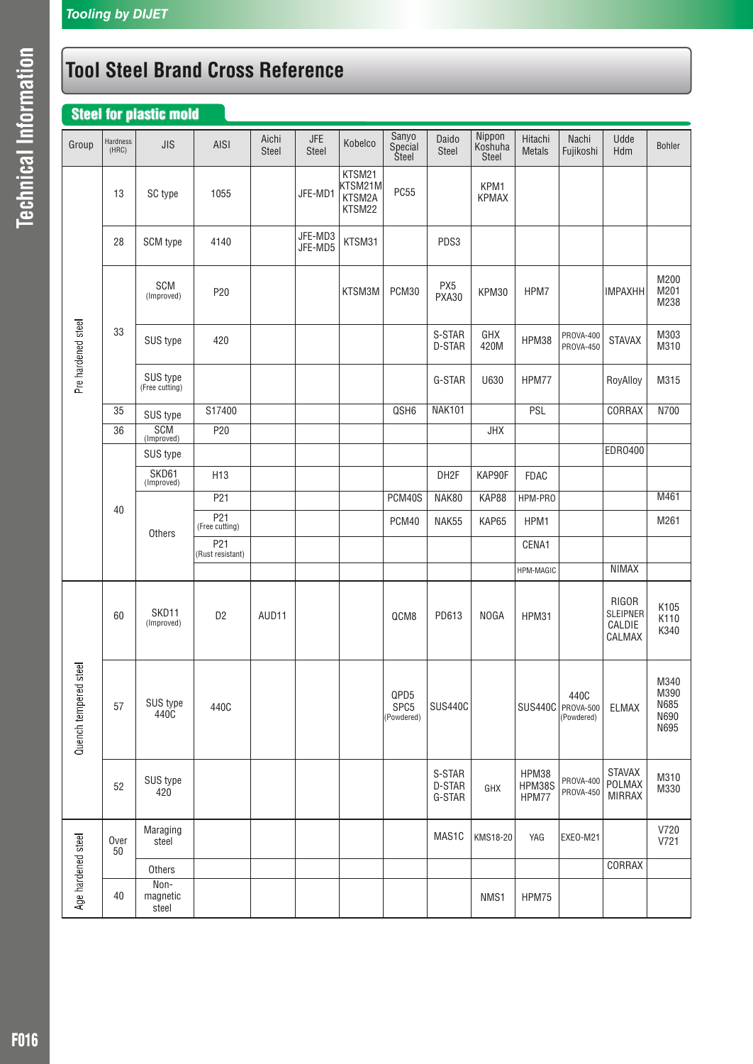# Tool Steel Brand Cross Reference

## Steel for plastic mold

| Group | Hardness (HRC) | JIS | AISI | Aichi Steel | JFE Steel | Kobelco | Sanyo Special Steel | Daido Steel | Nippon Koshuha Steel | Hitachi Metals | Nachi Fujikoshi | Udde Hdm | Bohler |
|---|---|---|---|---|---|---|---|---|---|---|---|---|---|
| Pre hardened steel | 13 | SC type | 1055 | | JFE-MD1 | KTSM21 KTSM21M KTSM2A KTSM22 | PC55 | | KPM1 KPMAX | | | | |
| | 28 | SCM type | 4140 | | JFE-MD3 JFE-MD5 | KTSM31 | | PDS3 | | | | | |
| | 33 | SCM (Improved) | P20 | | | KTSM3M | PCM30 | PX5 PXA30 | KPM30 | HPM7 | | IMPAXHH | M200 M201 M238 |
| | | SUS type | 420 | | | | | S-STAR D-STAR | GHX 420M | HPM38 | PROVA-400 PROVA-450 | STAVAX | M303 M310 |
| | | SUS type (Free cutting) | | | | | | G-STAR | U630 | HPM77 | | RoyAlloy | M315 |
| | 35 | SUS type | S17400 | | | | QSH6 | NAK101 | | PSL | | CORRAX | N700 |
| | 36 | SCM (Improved) | P20 | | | | | | JHX | | | | |
| | 40 | SUS type | | | | | | | | | | EDRO400 | |
| | | SKD61 (Improved) | H13 | | | | | DH2F | KAP90F | FDAC | | | |
| | | Others | P21 | | | | PCM40S | NAK80 | KAP88 | HPM-PRO | | | M461 |
| | | | P21 (Free cutting) | | | | PCM40 | NAK55 | KAP65 | HPM1 | | | M261 |
| | | | P21 (Rust resistant) | | | | | | | CENA1 | | | |
| | | | | | | | | | | HPM-MAGIC | | NIMAX | |
| Quench tempered steel | 60 | SKD11 (Improved) | D2 | AUD11 | | | QCM8 | PD613 | NOGA | HPM31 | | RIGOR SLEIPNER CALDIE CALMAX | K105 K110 K340 |
| | 57 | SUS type 440C | 440C | | | | QPD5 SPC5 (Powdered) | SUS440C | | SUS440C | 440C PROVA-500 (Powdered) | ELMAX | M340 M390 N685 N690 N695 |
| | 52 | SUS type 420 | | | | | | S-STAR D-STAR G-STAR | GHX | HPM38 HPM38S HPM77 | PROVA-400 PROVA-450 | STAVAX POLMAX MIRRAX | M310 M330 |
| Age hardened steel | Over 50 | Maraging steel | | | | | | MAS1C | KMS18-20 | YAG | EXEO-M21 | | V720 V721 |
| | | Others | | | | | | | | | | CORRAX | |
| | 40 | Non-magnetic steel | | | | | | | NMS1 | HPM75 | | | |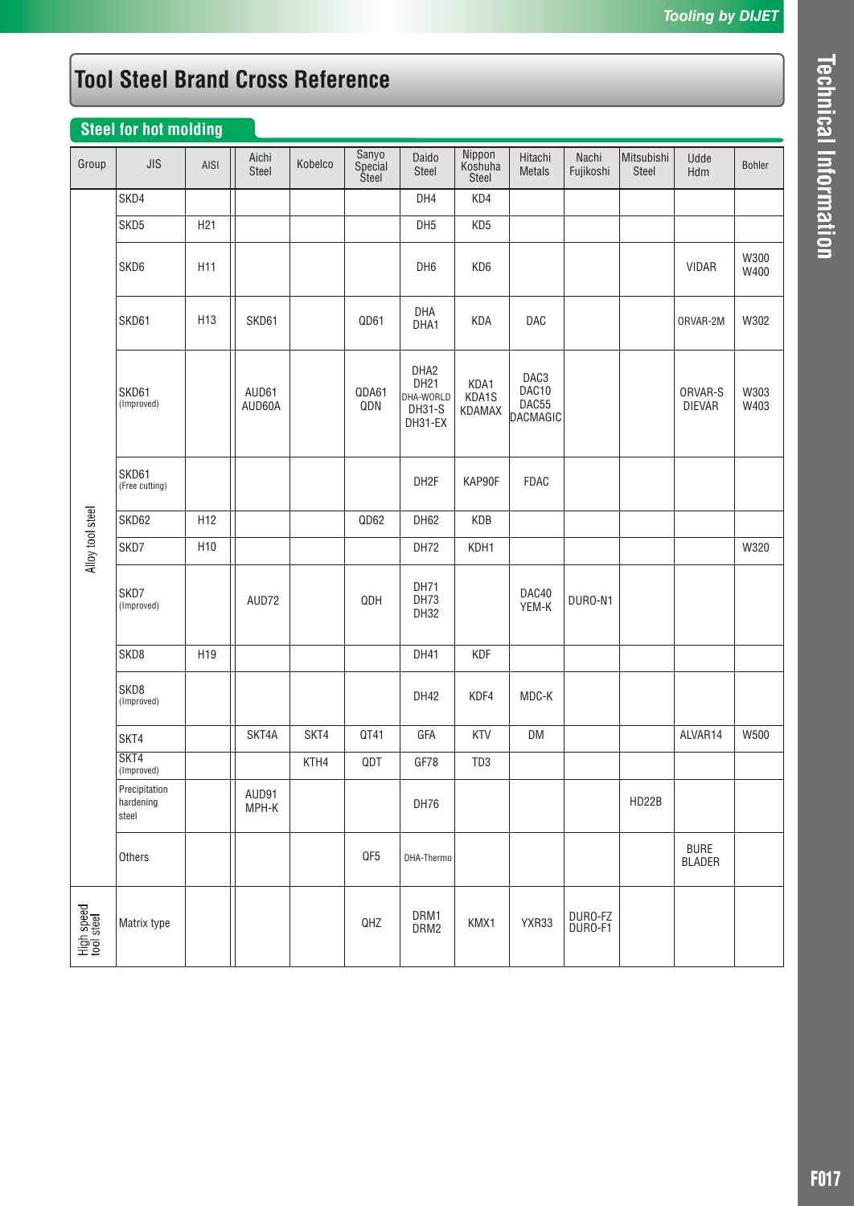# Tool Steel Brand Cross Reference

## Steel for hot molding

| Group | JIS | AISI | Aichi Steel | Kobelco | Sanyo Special Steel | Daido Steel | Nippon Koshuha Steel | Hitachi Metals | Nachi Fujikoshi | Mitsubishi Steel | Udde Hdm | Bohler |
|---|---|---|---|---|---|---|---|---|---|---|---|---|
| Alloy tool steel | SKD4 | | | | | DH4 | KD4 | | | | | |
| | SKD5 | H21 | | | | DH5 | KD5 | | | | | |
| | SKD6 | H11 | | | | DH6 | KD6 | | | | VIDAR | W300 W400 |
| | SKD61 | H13 | SKD61 | | QD61 | DHA DHA1 | KDA | DAC | | | ORVAR-2M | W302 |
| | SKD61 (Improved) | | AUD61 AUD60A | | QDA61 QDN | DHA2 DH21 DHA-WORLD DH31-S DH31-EX | KDA1 KDA1S KDAMAX | DAC3 DAC10 DAC55 DACMAGIC | | | ORVAR-S DIEVAR | W303 W403 |
| | SKD61 (Free cutting) | | | | | DH2F | KAP90F | FDAC | | | | |
| | SKD62 | H12 | | | QD62 | DH62 | KDB | | | | | |
| | SKD7 | H10 | | | | DH72 | KDH1 | | | | | W320 |
| | SKD7 (Improved) | | AUD72 | | QDH | DH71 DH73 DH32 | | DAC40 YEM-K | DURO-N1 | | | |
| | SKD8 | H19 | | | | DH41 | KDF | | | | | |
| | SKD8 (Improved) | | | | | DH42 | KDF4 | MDC-K | | | | |
| | SKT4 | | SKT4A | SKT4 | QT41 | GFA | KTV | DM | | | ALVAR14 | W500 |
| | SKT4 (Improved) | | | KTH4 | QDT | GF78 | TD3 | | | | | |
| | Precipitation hardening steel | | AUD91 MPH-K | | | DH76 | | | | HD22B | | |
| | Others | | | | QF5 | DHA-Thermo | | | | | BURE BLADER | |
| High speed tool steel | Matrix type | | | | QHZ | DRM1 DRM2 | KMX1 | YXR33 | DURO-FZ DURO-F1 | | | |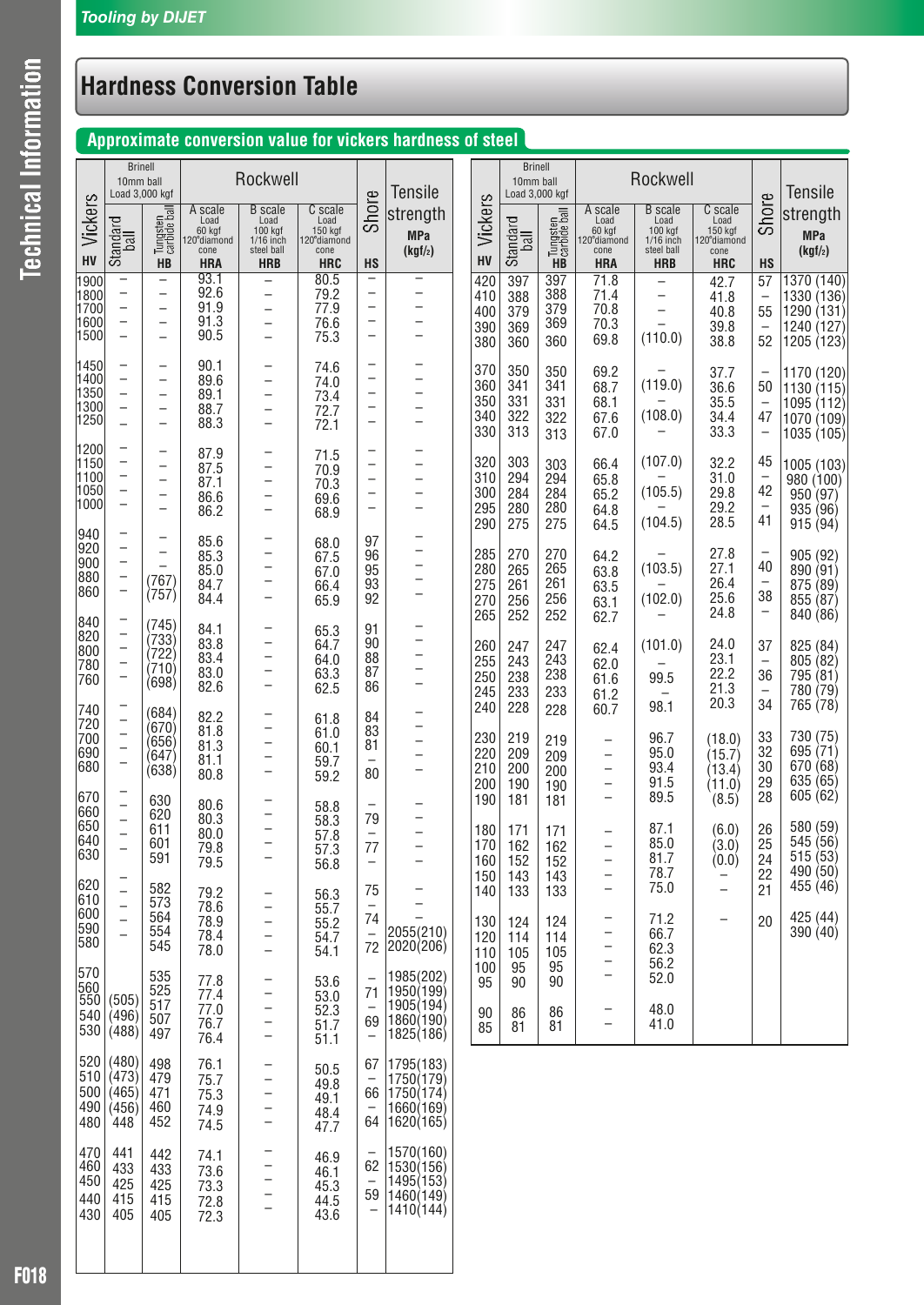# Hardness Conversion Table

## Approximate conversion value for vickers hardness of steel

| Vickers | Brinell 10mm ball Load 3,000 kgf | | Rockwell | | | Shore | Tensile strength |
|---|---|---|---|---|---|---|---|
| | Standard ball | Tungsten carbide ball | A scale Load 60 kgf 120°diamond cone | B scale Load 100 kgf 1/16 inch steel ball | C scale Load 150 kgf 120°diamond cone | | MPa (kgf/mm²) |
| HV | | HB | HRA | HRB | HRC | HS | |
| 1900 | – | – | 93.1 | – | 80.5 | – | – |
| 1800 | – | – | 92.6 | – | 79.2 | – | – |
| 1700 | – | – | 91.9 | – | 77.9 | – | – |
| 1600 | – | – | 91.3 | – | 76.6 | – | – |
| 1500 | – | – | 90.5 | – | 75.3 | – | – |
| 1450 | – | – | 90.1 | – | 74.6 | – | – |
| 1400 | – | – | 89.6 | – | 74.0 | – | – |
| 1350 | – | – | 89.1 | – | 73.4 | – | – |
| 1300 | – | – | 88.7 | – | 72.7 | – | – |
| 1250 | – | – | 88.3 | – | 72.1 | – | – |
| 1200 | – | – | 87.9 | – | 71.5 | – | – |
| 1150 | – | – | 87.5 | – | 70.9 | – | – |
| 1100 | – | – | 87.1 | – | 70.3 | – | – |
| 1050 | – | – | 86.6 | – | 69.6 | – | – |
| 1000 | – | – | 86.2 | – | 68.9 | – | – |
| 940 | – | – | 85.6 | – | 68.0 | 97 | – |
| 920 | – | – | 85.3 | – | 67.5 | 96 | – |
| 900 | – | – | 85.0 | – | 67.0 | 95 | – |
| 880 | – | (767) | 84.7 | – | 66.4 | 93 | – |
| 860 | – | (757) | 84.4 | – | 65.9 | 92 | – |
| 840 | – | (745) | 84.1 | – | 65.3 | 91 | – |
| 820 | – | (733) | 83.8 | – | 64.7 | 90 | – |
| 800 | – | (722) | 83.4 | – | 64.0 | 88 | – |
| 780 | – | (710) | 83.0 | – | 63.3 | 87 | – |
| 760 | – | (698) | 82.6 | – | 62.5 | 86 | – |
| 740 | – | (684) | 82.2 | – | 61.8 | 84 | – |
| 720 | – | (670) | 81.8 | – | 61.0 | 83 | – |
| 700 | – | (656) | 81.3 | – | 60.1 | 81 | – |
| 690 | – | (647) | 81.1 | – | 59.7 | – | – |
| 680 | – | (638) | 80.8 | – | 59.2 | 80 | – |
| 670 | – | 630 | 80.6 | – | 58.8 | – | – |
| 660 | – | 620 | 80.3 | – | 58.3 | 79 | – |
| 650 | – | 611 | 80.0 | – | 57.8 | – | – |
| 640 | – | 601 | 79.8 | – | 57.3 | 77 | – |
| 630 | – | 591 | 79.5 | – | 56.8 | – | – |
| 620 | – | 582 | 79.2 | – | 56.3 | 75 | – |
| 610 | – | 573 | 78.6 | – | 55.7 | – | – |
| 600 | – | 564 | 78.9 | – | 55.2 | 74 | – |
| 590 | – | 554 | 78.4 | – | 54.7 | – | 2055(210) |
| 580 | – | 545 | 78.0 | – | 54.1 | 72 | 2020(206) |
| 570 | | 535 | 77.8 | – | 53.6 | – | 1985(202) |
| 560 | | 525 | 77.4 | – | 53.0 | 71 | 1950(199) |
| 550 | (505) | 517 | 77.0 | – | 52.3 | – | 1905(194) |
| 540 | (496) | 507 | 76.7 | – | 51.7 | 69 | 1860(190) |
| 530 | (488) | 497 | 76.4 | – | 51.1 | – | 1825(186) |
| 520 | (480) | 498 | 76.1 | – | 50.5 | 67 | 1795(183) |
| 510 | (473) | 479 | 75.7 | – | 49.8 | – | 1750(179) |
| 500 | (465) | 471 | 75.3 | – | 49.1 | 66 | 1750(174) |
| 490 | (456) | 460 | 74.9 | – | 48.4 | – | 1660(169) |
| 480 | 448 | 452 | 74.5 | – | 47.7 | 64 | 1620(165) |
| 470 | 441 | 442 | 74.1 | – | 46.9 | – | 1570(160) |
| 460 | 433 | 433 | 73.6 | – | 46.1 | 62 | 1530(156) |
| 450 | 425 | 425 | 73.3 | – | 45.3 | – | 1495(153) |
| 440 | 415 | 415 | 72.8 | – | 44.5 | 59 | 1460(149) |
| 430 | 405 | 405 | 72.3 | – | 43.6 | – | 1410(144) |
| 420 | 397 | 397 | 71.8 | – | 42.7 | 57 | 1370(140) |
| 410 | 388 | 388 | 71.4 | – | 41.8 | – | 1330(136) |
| 400 | 379 | 379 | 70.8 | – | 40.8 | 55 | 1290(131) |
| 390 | 369 | 369 | 70.3 | – | 39.8 | – | 1240(127) |
| 380 | 360 | 360 | 69.8 | (110.0) | 38.8 | 52 | 1205(123) |
| 370 | 350 | 350 | 69.2 | – | 37.7 | – | 1170(120) |
| 360 | 341 | 341 | 68.7 | (119.0) | 36.6 | 50 | 1130(115) |
| 350 | 331 | 331 | 68.1 | – | 35.5 | – | 1095(112) |
| 340 | 322 | 322 | 67.6 | (108.0) | 34.4 | 47 | 1070(109) |
| 330 | 313 | 313 | 67.0 | – | 33.3 | – | 1035(105) |
| 320 | 303 | 303 | 66.4 | (107.0) | 32.2 | 45 | 1005(103) |
| 310 | 294 | 294 | 65.8 | – | 31.0 | – | 980(100) |
| 300 | 284 | 284 | 65.2 | (105.5) | 29.8 | 42 | 950(97) |
| 295 | 280 | 280 | 64.8 | – | 29.2 | – | 935(96) |
| 290 | 275 | 275 | 64.5 | (104.5) | 28.5 | 41 | 915(94) |
| 285 | 270 | 270 | 64.2 | – | 27.8 | – | 905(92) |
| 280 | 265 | 265 | 63.8 | (103.5) | 27.1 | 40 | 890(91) |
| 275 | 261 | 261 | 63.5 | – | 26.4 | – | 875(89) |
| 270 | 256 | 256 | 63.1 | (102.0) | 25.6 | 38 | 855(87) |
| 265 | 252 | 252 | 62.7 | – | 24.8 | – | 840(86) |
| 260 | 247 | 247 | 62.4 | (101.0) | 24.0 | 37 | 825(84) |
| 255 | 243 | 243 | 62.0 | – | 23.1 | – | 805(82) |
| 250 | 238 | 238 | 61.6 | 99.5 | 22.2 | 36 | 795(81) |
| 245 | 233 | 233 | 61.2 | – | 21.3 | – | 780(79) |
| 240 | 228 | 228 | 60.7 | 98.1 | 20.3 | 34 | 765(78) |
| 230 | 219 | 219 | – | 96.7 | (18.0) | 33 | 730(75) |
| 220 | 209 | 209 | – | 95.0 | (15.7) | 32 | 695(71) |
| 210 | 200 | 200 | – | 93.4 | (13.4) | 30 | 670(68) |
| 200 | 190 | 190 | – | 91.5 | (11.0) | 29 | 635(65) |
| 190 | 181 | 181 | – | 89.5 | (8.5) | 28 | 605(62) |
| 180 | 171 | 171 | – | 87.1 | (6.0) | 26 | 580(59) |
| 170 | 162 | 162 | – | 85.0 | (3.0) | 25 | 545(56) |
| 160 | 152 | 152 | – | 81.7 | (0.0) | 24 | 515(53) |
| 150 | 143 | 143 | – | 78.7 | – | 22 | 490(50) |
| 140 | 133 | 133 | – | 75.0 | – | 21 | 455(46) |
| 130 | 124 | 124 | – | 71.2 | – | 20 | 425(44) |
| 120 | 114 | 114 | – | 66.7 | | | 390(40) |
| 110 | 105 | 105 | – | 62.3 | | | |
| 100 | 95 | 95 | – | 56.2 | | | |
| 95 | 90 | 90 | – | 52.0 | | | |
| 90 | 86 | 86 | – | 48.0 | | | |
| 85 | 81 | 81 | – | 41.0 | | | |